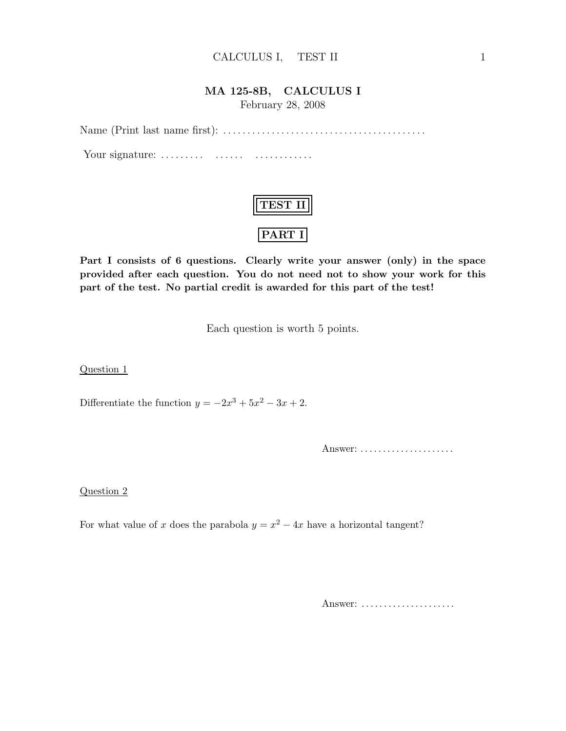# MA 125-8B, CALCULUS I

February 28, 2008

Name (Print last name first): ..........................................

Your signature: .........    ......    ............

## TEST II

## PART I

**Part I consists of 6 questions. Clearly write your answer (only) in the space provided after each question. You do not need not to show your work for this part of the test. No partial credit is awarded for this part of the test!**

Each question is worth 5 points.

Question 1

Differentiate the function $y = -2x^3 + 5x^2 - 3x + 2$.

Answer: .....................

Question 2

For what value of $x$ does the parabola $y = x^2 - 4x$ have a horizontal tangent?

Answer: .....................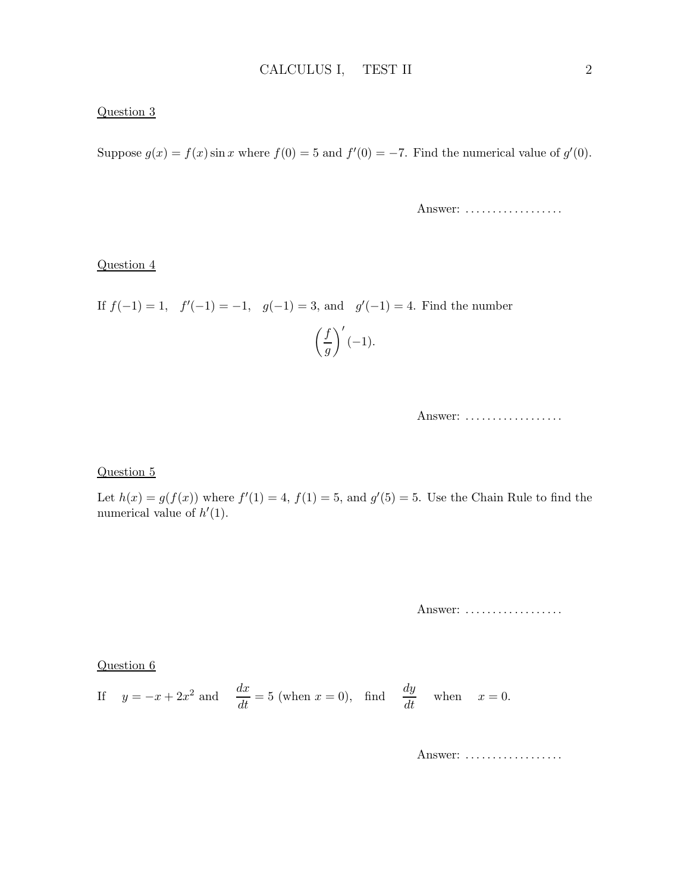## Question 3

Suppose $g(x) = f(x)\sin x$ where $f(0) = 5$ and $f'(0) = -7$. Find the numerical value of $g'(0)$.

Answer: ..................

## Question 4

If $f(-1) = 1$, $f'(-1) = -1$, $g(-1) = 3$, and $g'(-1) = 4$. Find the number

$$\left(\frac{f}{g}\right)'(-1).$$

Answer: ..................

## Question 5

Let $h(x) = g(f(x))$ where $f'(1) = 4$, $f(1) = 5$, and $g'(5) = 5$. Use the Chain Rule to find the numerical value of $h'(1)$.

Answer: ..................

## Question 6

If $y = -x + 2x^2$ and $\dfrac{dx}{dt} = 5$ (when $x = 0$), find $\dfrac{dy}{dt}$ when $x = 0$.

Answer: ..................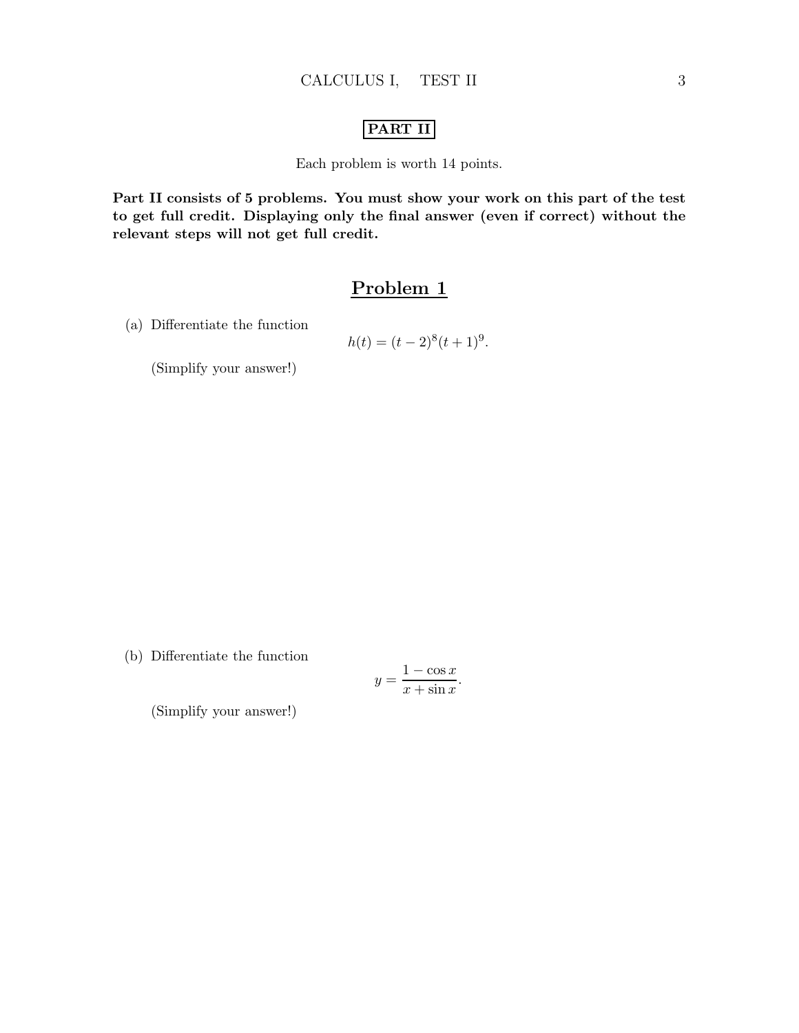**PART II**

Each problem is worth 14 points.

**Part II consists of 5 problems. You must show your work on this part of the test to get full credit. Displaying only the final answer (even if correct) without the relevant steps will not get full credit.**

## Problem 1

(a) Differentiate the function

$$h(t) = (t-2)^8(t+1)^9.$$

(Simplify your answer!)

(b) Differentiate the function

$$y = \frac{1-\cos x}{x+\sin x}.$$

(Simplify your answer!)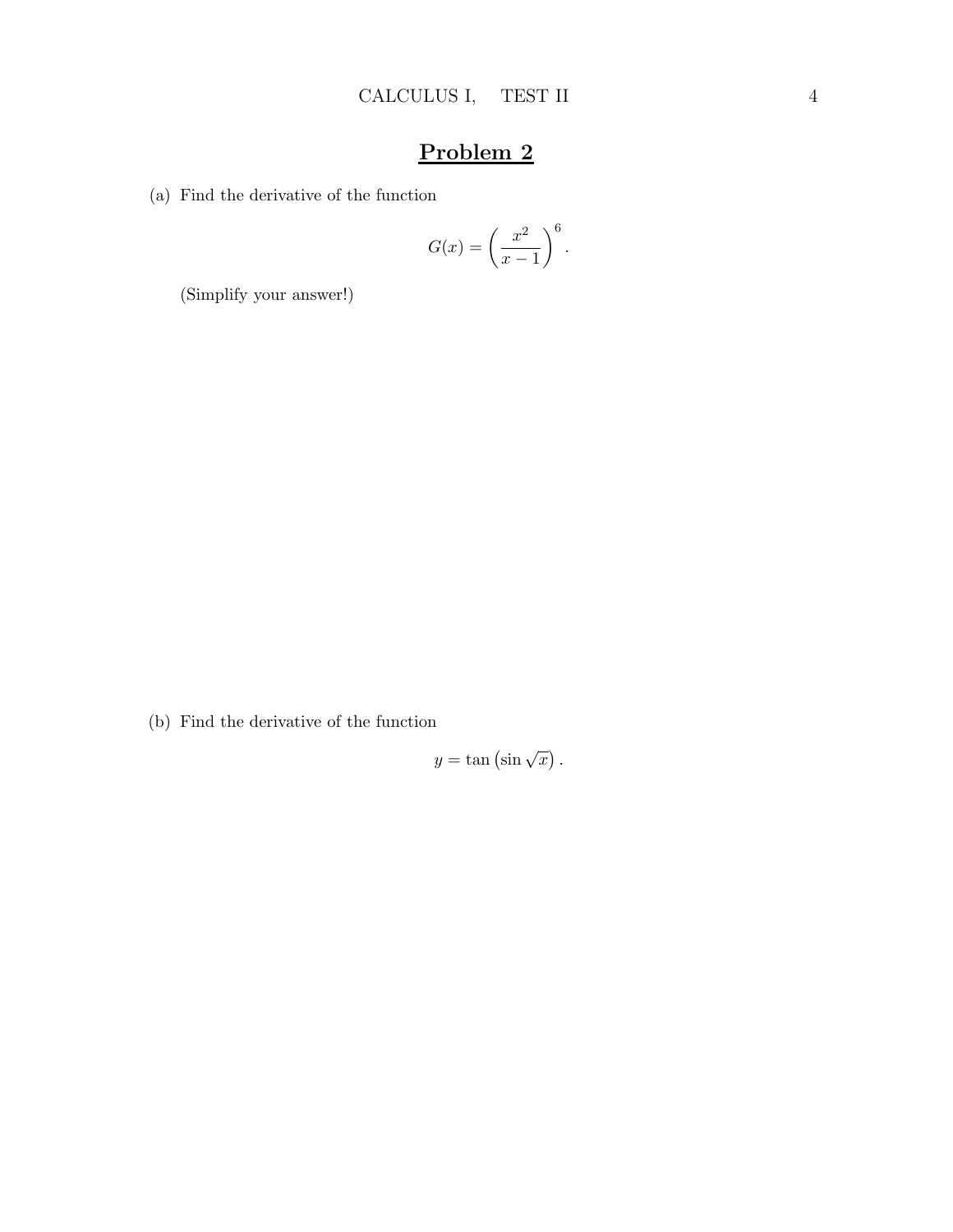# Problem 2

(a) Find the derivative of the function

$$G(x) = \left( \frac{x^2}{x-1} \right)^6 .$$

(Simplify your answer!)

(b) Find the derivative of the function

$$y = \tan\left(\sin \sqrt{x}\right) .$$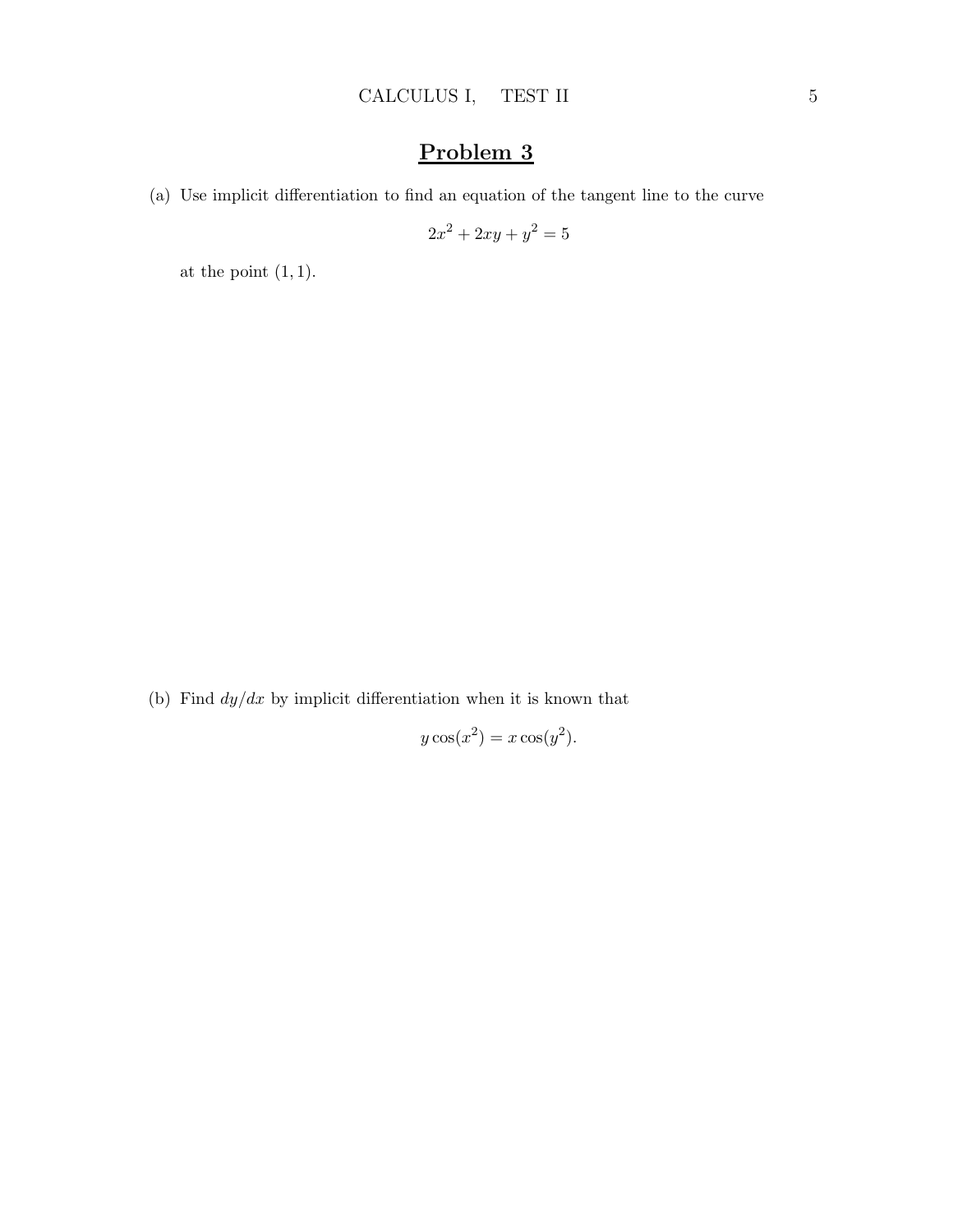## Problem 3

(a) Use implicit differentiation to find an equation of the tangent line to the curve

$$2x^2 + 2xy + y^2 = 5$$

at the point $(1, 1)$.

(b) Find $dy/dx$ by implicit differentiation when it is known that

$$y\cos(x^2) = x\cos(y^2).$$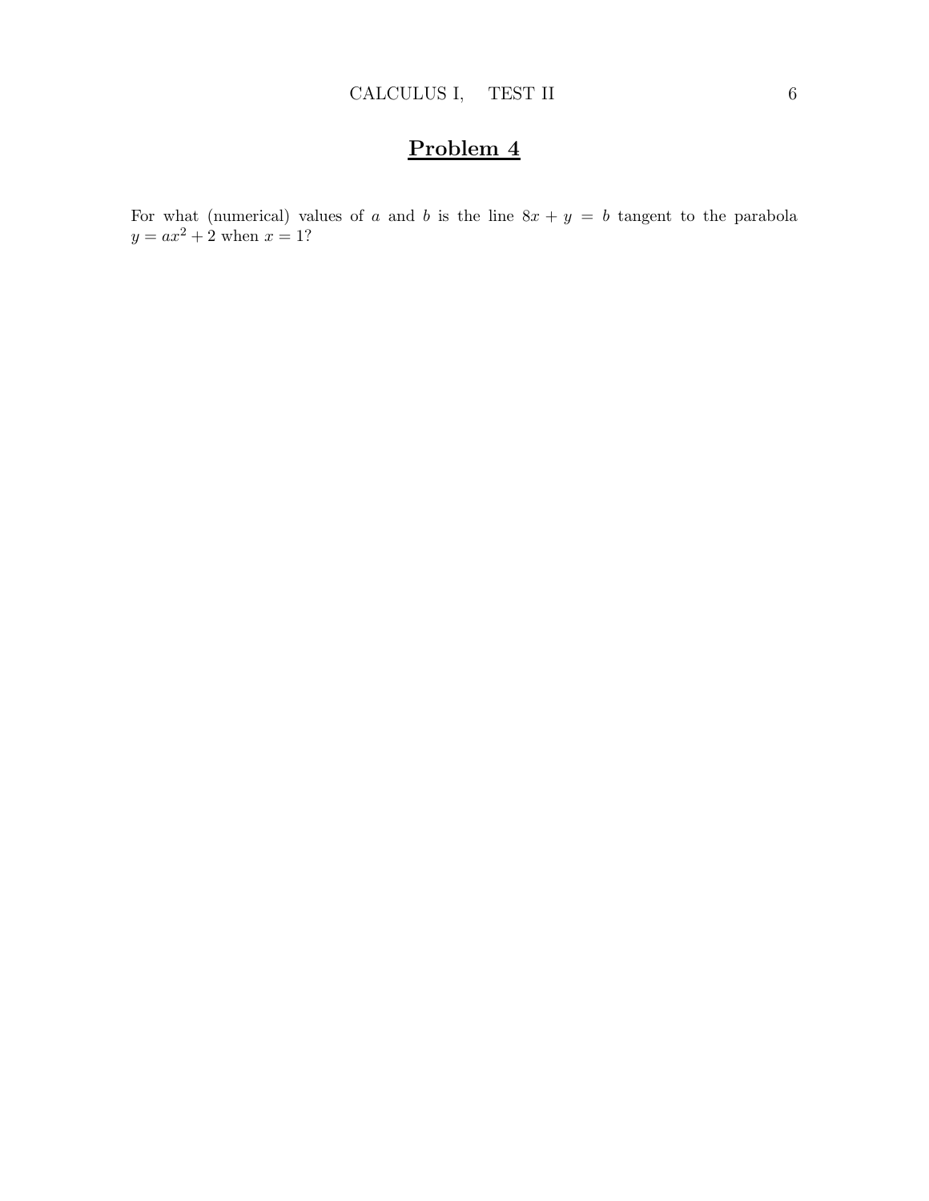# Problem 4

For what (numerical) values of $a$ and $b$ is the line $8x + y = b$ tangent to the parabola $y = ax^2 + 2$ when $x = 1$?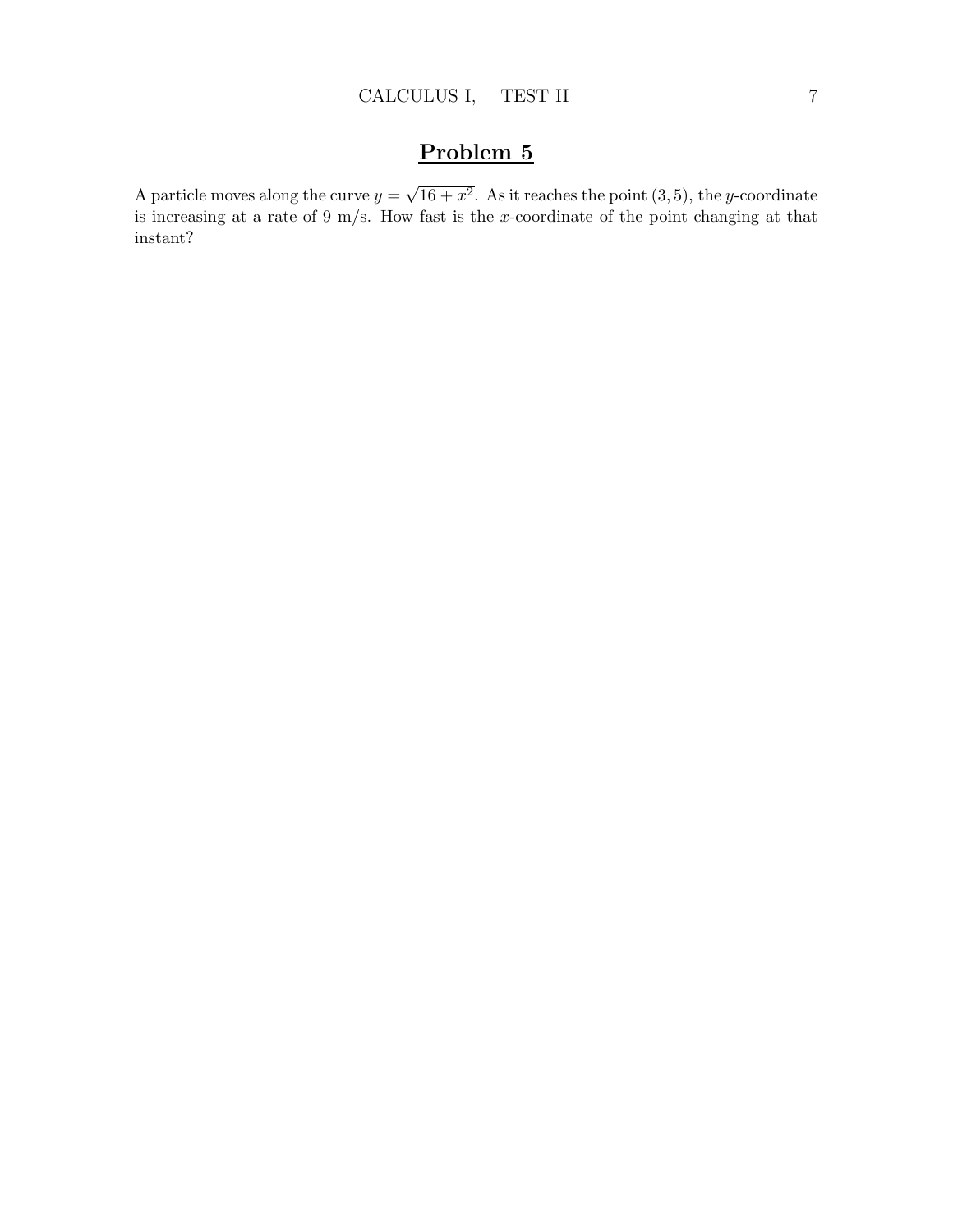## Problem 5

A particle moves along the curve $y = \sqrt{16 + x^2}$. As it reaches the point $(3, 5)$, the $y$-coordinate is increasing at a rate of 9 m/s. How fast is the $x$-coordinate of the point changing at that instant?